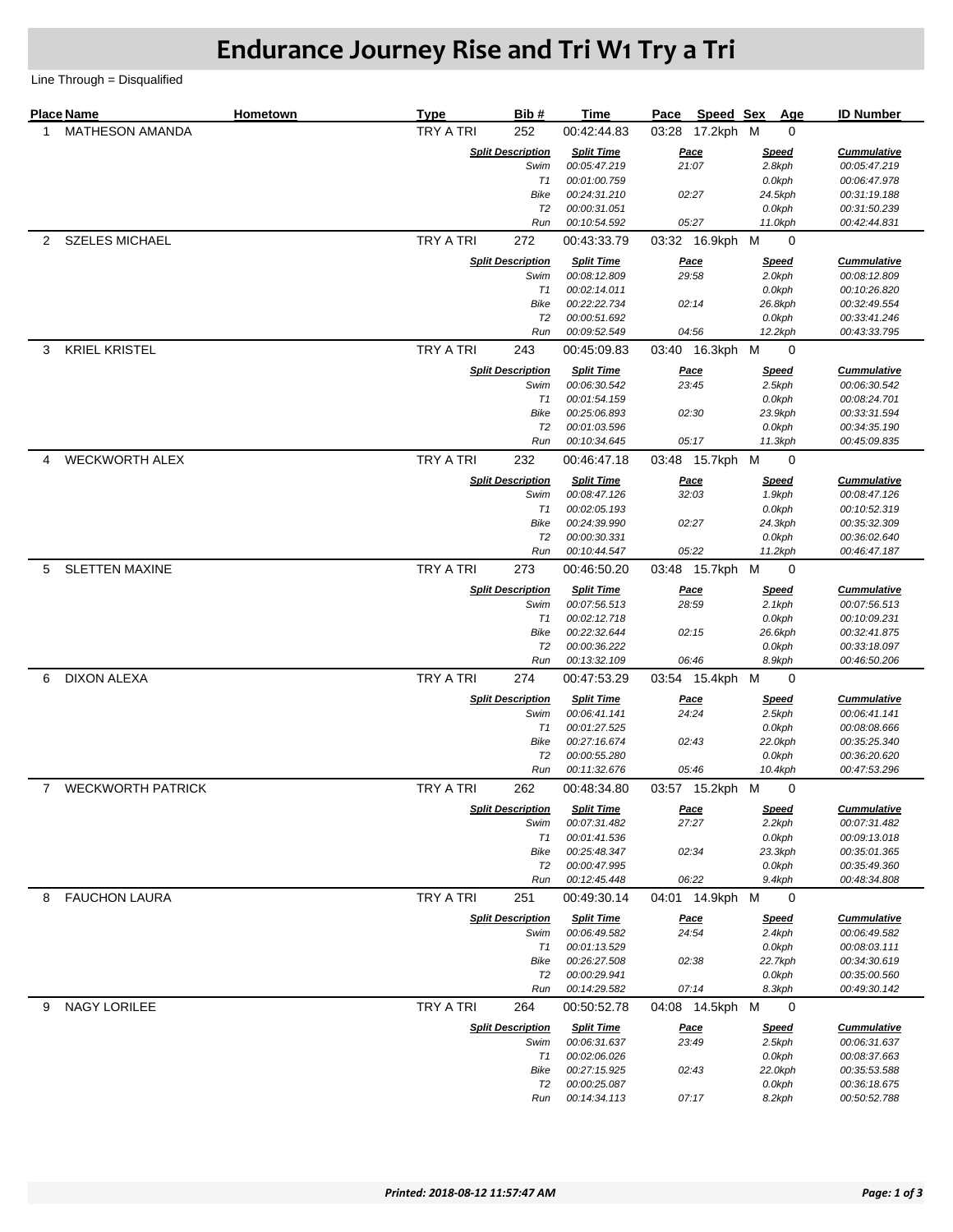# Endurance Journey Rise and Tri W1 Try a Tri

Line Through = Disqualified

| Place | Name | Hometown | Type | Bib # | Time | Pace | Speed | Sex | Age | ID Number |
|---|---|---|---|---|---|---|---|---|---|---|
| 1 | MATHESON AMANDA | | TRY A TRI | 252 | 00:42:44.83 | 03:28 | 17.2kph | M | 0 | |

| *Split Description* | *Split Time* | *Pace* | *Speed* | *Cummulative* |
|---|---|---|---|---|
| *Swim* | *00:05:47.219* | *21:07* | *2.8kph* | *00:05:47.219* |
| *T1* | *00:01:00.759* | | *0.0kph* | *00:06:47.978* |
| *Bike* | *00:24:31.210* | *02:27* | *24.5kph* | *00:31:19.188* |
| *T2* | *00:00:31.051* | | *0.0kph* | *00:31:50.239* |
| *Run* | *00:10:54.592* | *05:27* | *11.0kph* | *00:42:44.831* |

| Place | Name | Hometown | Type | Bib # | Time | Pace | Speed | Sex | Age | ID Number |
|---|---|---|---|---|---|---|---|---|---|---|
| 2 | SZELES MICHAEL | | TRY A TRI | 272 | 00:43:33.79 | 03:32 | 16.9kph | M | 0 | |

| *Split Description* | *Split Time* | *Pace* | *Speed* | *Cummulative* |
|---|---|---|---|---|
| *Swim* | *00:08:12.809* | *29:58* | *2.0kph* | *00:08:12.809* |
| *T1* | *00:02:14.011* | | *0.0kph* | *00:10:26.820* |
| *Bike* | *00:22:22.734* | *02:14* | *26.8kph* | *00:32:49.554* |
| *T2* | *00:00:51.692* | | *0.0kph* | *00:33:41.246* |
| *Run* | *00:09:52.549* | *04:56* | *12.2kph* | *00:43:33.795* |

| Place | Name | Hometown | Type | Bib # | Time | Pace | Speed | Sex | Age | ID Number |
|---|---|---|---|---|---|---|---|---|---|---|
| 3 | KRIEL KRISTEL | | TRY A TRI | 243 | 00:45:09.83 | 03:40 | 16.3kph | M | 0 | |

| *Split Description* | *Split Time* | *Pace* | *Speed* | *Cummulative* |
|---|---|---|---|---|
| *Swim* | *00:06:30.542* | *23:45* | *2.5kph* | *00:06:30.542* |
| *T1* | *00:01:54.159* | | *0.0kph* | *00:08:24.701* |
| *Bike* | *00:25:06.893* | *02:30* | *23.9kph* | *00:33:31.594* |
| *T2* | *00:01:03.596* | | *0.0kph* | *00:34:35.190* |
| *Run* | *00:10:34.645* | *05:17* | *11.3kph* | *00:45:09.835* |

| Place | Name | Hometown | Type | Bib # | Time | Pace | Speed | Sex | Age | ID Number |
|---|---|---|---|---|---|---|---|---|---|---|
| 4 | WECKWORTH ALEX | | TRY A TRI | 232 | 00:46:47.18 | 03:48 | 15.7kph | M | 0 | |

| *Split Description* | *Split Time* | *Pace* | *Speed* | *Cummulative* |
|---|---|---|---|---|
| *Swim* | *00:08:47.126* | *32:03* | *1.9kph* | *00:08:47.126* |
| *T1* | *00:02:05.193* | | *0.0kph* | *00:10:52.319* |
| *Bike* | *00:24:39.990* | *02:27* | *24.3kph* | *00:35:32.309* |
| *T2* | *00:00:30.331* | | *0.0kph* | *00:36:02.640* |
| *Run* | *00:10:44.547* | *05:22* | *11.2kph* | *00:46:47.187* |

| Place | Name | Hometown | Type | Bib # | Time | Pace | Speed | Sex | Age | ID Number |
|---|---|---|---|---|---|---|---|---|---|---|
| 5 | SLETTEN MAXINE | | TRY A TRI | 273 | 00:46:50.20 | 03:48 | 15.7kph | M | 0 | |

| *Split Description* | *Split Time* | *Pace* | *Speed* | *Cummulative* |
|---|---|---|---|---|
| *Swim* | *00:07:56.513* | *28:59* | *2.1kph* | *00:07:56.513* |
| *T1* | *00:02:12.718* | | *0.0kph* | *00:10:09.231* |
| *Bike* | *00:22:32.644* | *02:15* | *26.6kph* | *00:32:41.875* |
| *T2* | *00:00:36.222* | | *0.0kph* | *00:33:18.097* |
| *Run* | *00:13:32.109* | *06:46* | *8.9kph* | *00:46:50.206* |

| Place | Name | Hometown | Type | Bib # | Time | Pace | Speed | Sex | Age | ID Number |
|---|---|---|---|---|---|---|---|---|---|---|
| 6 | DIXON ALEXA | | TRY A TRI | 274 | 00:47:53.29 | 03:54 | 15.4kph | M | 0 | |

| *Split Description* | *Split Time* | *Pace* | *Speed* | *Cummulative* |
|---|---|---|---|---|
| *Swim* | *00:06:41.141* | *24:24* | *2.5kph* | *00:06:41.141* |
| *T1* | *00:01:27.525* | | *0.0kph* | *00:08:08.666* |
| *Bike* | *00:27:16.674* | *02:43* | *22.0kph* | *00:35:25.340* |
| *T2* | *00:00:55.280* | | *0.0kph* | *00:36:20.620* |
| *Run* | *00:11:32.676* | *05:46* | *10.4kph* | *00:47:53.296* |

| Place | Name | Hometown | Type | Bib # | Time | Pace | Speed | Sex | Age | ID Number |
|---|---|---|---|---|---|---|---|---|---|---|
| 7 | WECKWORTH PATRICK | | TRY A TRI | 262 | 00:48:34.80 | 03:57 | 15.2kph | M | 0 | |

| *Split Description* | *Split Time* | *Pace* | *Speed* | *Cummulative* |
|---|---|---|---|---|
| *Swim* | *00:07:31.482* | *27:27* | *2.2kph* | *00:07:31.482* |
| *T1* | *00:01:41.536* | | *0.0kph* | *00:09:13.018* |
| *Bike* | *00:25:48.347* | *02:34* | *23.3kph* | *00:35:01.365* |
| *T2* | *00:00:47.995* | | *0.0kph* | *00:35:49.360* |
| *Run* | *00:12:45.448* | *06:22* | *9.4kph* | *00:48:34.808* |

| Place | Name | Hometown | Type | Bib # | Time | Pace | Speed | Sex | Age | ID Number |
|---|---|---|---|---|---|---|---|---|---|---|
| 8 | FAUCHON LAURA | | TRY A TRI | 251 | 00:49:30.14 | 04:01 | 14.9kph | M | 0 | |

| *Split Description* | *Split Time* | *Pace* | *Speed* | *Cummulative* |
|---|---|---|---|---|
| *Swim* | *00:06:49.582* | *24:54* | *2.4kph* | *00:06:49.582* |
| *T1* | *00:01:13.529* | | *0.0kph* | *00:08:03.111* |
| *Bike* | *00:26:27.508* | *02:38* | *22.7kph* | *00:34:30.619* |
| *T2* | *00:00:29.941* | | *0.0kph* | *00:35:00.560* |
| *Run* | *00:14:29.582* | *07:14* | *8.3kph* | *00:49:30.142* |

| Place | Name | Hometown | Type | Bib # | Time | Pace | Speed | Sex | Age | ID Number |
|---|---|---|---|---|---|---|---|---|---|---|
| 9 | NAGY LORILEE | | TRY A TRI | 264 | 00:50:52.78 | 04:08 | 14.5kph | M | 0 | |

| *Split Description* | *Split Time* | *Pace* | *Speed* | *Cummulative* |
|---|---|---|---|---|
| *Swim* | *00:06:31.637* | *23:49* | *2.5kph* | *00:06:31.637* |
| *T1* | *00:02:06.026* | | *0.0kph* | *00:08:37.663* |
| *Bike* | *00:27:15.925* | *02:43* | *22.0kph* | *00:35:53.588* |
| *T2* | *00:00:25.087* | | *0.0kph* | *00:36:18.675* |
| *Run* | *00:14:34.113* | *07:17* | *8.2kph* | *00:50:52.788* |

***Printed: 2018-08-12 11:57:47 AM***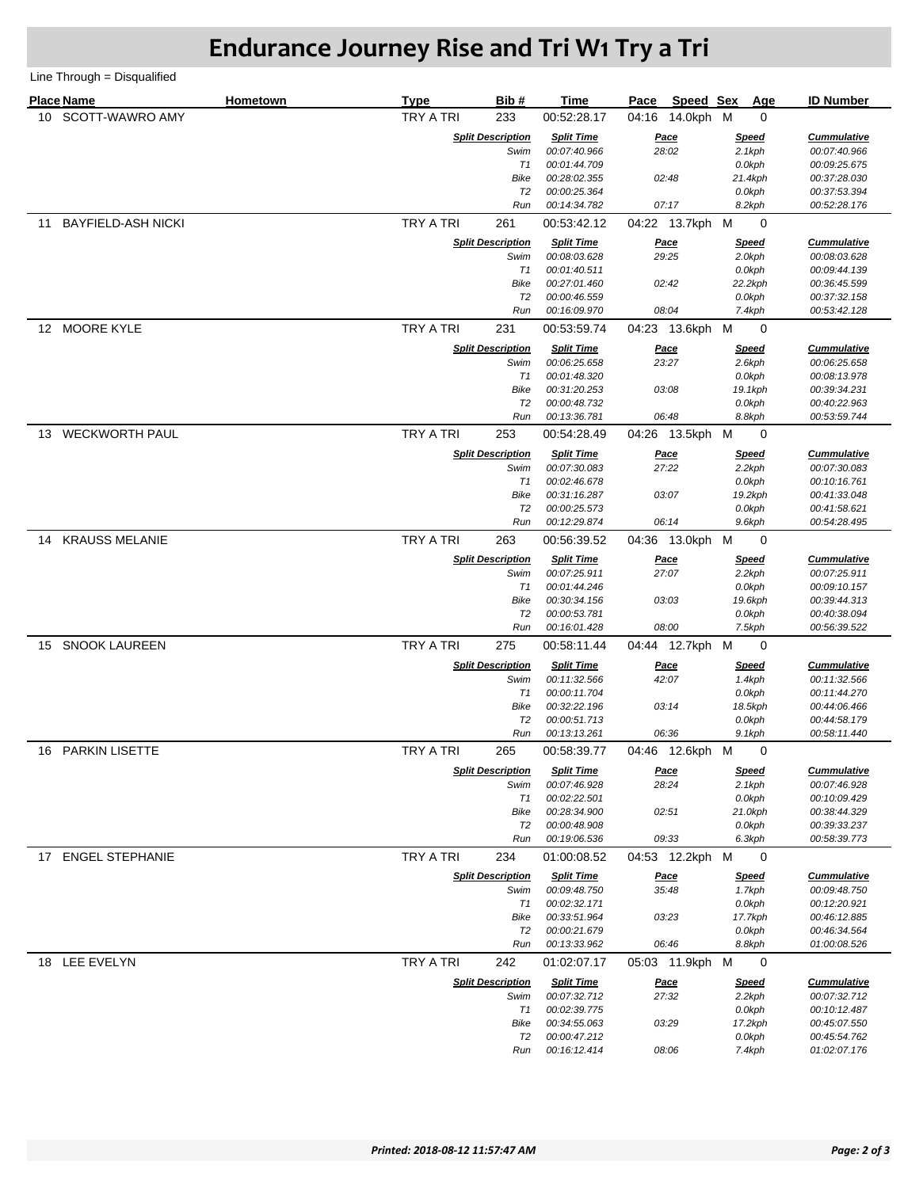# Endurance Journey Rise and Tri W1 Try a Tri

Line Through = Disqualified

| Place | Name | Hometown | Type | Bib # | Time | Pace | Speed | Sex | Age | ID Number |
|---|---|---|---|---|---|---|---|---|---|---|
| 10 | SCOTT-WAWRO AMY | | TRY A TRI | 233 | 00:52:28.17 | 04:16 | 14.0kph | M | 0 | |

| Split Description | Split Time | Pace | Speed | Cummulative |
|---|---|---|---|---|
| Swim | 00:07:40.966 | 28:02 | 2.1kph | 00:07:40.966 |
| T1 | 00:01:44.709 | | 0.0kph | 00:09:25.675 |
| Bike | 00:28:02.355 | 02:48 | 21.4kph | 00:37:28.030 |
| T2 | 00:00:25.364 | | 0.0kph | 00:37:53.394 |
| Run | 00:14:34.782 | 07:17 | 8.2kph | 00:52:28.176 |

| Place | Name | Hometown | Type | Bib # | Time | Pace | Speed | Sex | Age | ID Number |
|---|---|---|---|---|---|---|---|---|---|---|
| 11 | BAYFIELD-ASH NICKI | | TRY A TRI | 261 | 00:53:42.12 | 04:22 | 13.7kph | M | 0 | |

| Split Description | Split Time | Pace | Speed | Cummulative |
|---|---|---|---|---|
| Swim | 00:08:03.628 | 29:25 | 2.0kph | 00:08:03.628 |
| T1 | 00:01:40.511 | | 0.0kph | 00:09:44.139 |
| Bike | 00:27:01.460 | 02:42 | 22.2kph | 00:36:45.599 |
| T2 | 00:00:46.559 | | 0.0kph | 00:37:32.158 |
| Run | 00:16:09.970 | 08:04 | 7.4kph | 00:53:42.128 |

| Place | Name | Hometown | Type | Bib # | Time | Pace | Speed | Sex | Age | ID Number |
|---|---|---|---|---|---|---|---|---|---|---|
| 12 | MOORE KYLE | | TRY A TRI | 231 | 00:53:59.74 | 04:23 | 13.6kph | M | 0 | |

| Split Description | Split Time | Pace | Speed | Cummulative |
|---|---|---|---|---|
| Swim | 00:06:25.658 | 23:27 | 2.6kph | 00:06:25.658 |
| T1 | 00:01:48.320 | | 0.0kph | 00:08:13.978 |
| Bike | 00:31:20.253 | 03:08 | 19.1kph | 00:39:34.231 |
| T2 | 00:00:48.732 | | 0.0kph | 00:40:22.963 |
| Run | 00:13:36.781 | 06:48 | 8.8kph | 00:53:59.744 |

| Place | Name | Hometown | Type | Bib # | Time | Pace | Speed | Sex | Age | ID Number |
|---|---|---|---|---|---|---|---|---|---|---|
| 13 | WECKWORTH PAUL | | TRY A TRI | 253 | 00:54:28.49 | 04:26 | 13.5kph | M | 0 | |

| Split Description | Split Time | Pace | Speed | Cummulative |
|---|---|---|---|---|
| Swim | 00:07:30.083 | 27:22 | 2.2kph | 00:07:30.083 |
| T1 | 00:02:46.678 | | 0.0kph | 00:10:16.761 |
| Bike | 00:31:16.287 | 03:07 | 19.2kph | 00:41:33.048 |
| T2 | 00:00:25.573 | | 0.0kph | 00:41:58.621 |
| Run | 00:12:29.874 | 06:14 | 9.6kph | 00:54:28.495 |

| Place | Name | Hometown | Type | Bib # | Time | Pace | Speed | Sex | Age | ID Number |
|---|---|---|---|---|---|---|---|---|---|---|
| 14 | KRAUSS MELANIE | | TRY A TRI | 263 | 00:56:39.52 | 04:36 | 13.0kph | M | 0 | |

| Split Description | Split Time | Pace | Speed | Cummulative |
|---|---|---|---|---|
| Swim | 00:07:25.911 | 27:07 | 2.2kph | 00:07:25.911 |
| T1 | 00:01:44.246 | | 0.0kph | 00:09:10.157 |
| Bike | 00:30:34.156 | 03:03 | 19.6kph | 00:39:44.313 |
| T2 | 00:00:53.781 | | 0.0kph | 00:40:38.094 |
| Run | 00:16:01.428 | 08:00 | 7.5kph | 00:56:39.522 |

| Place | Name | Hometown | Type | Bib # | Time | Pace | Speed | Sex | Age | ID Number |
|---|---|---|---|---|---|---|---|---|---|---|
| 15 | SNOOK LAUREEN | | TRY A TRI | 275 | 00:58:11.44 | 04:44 | 12.7kph | M | 0 | |

| Split Description | Split Time | Pace | Speed | Cummulative |
|---|---|---|---|---|
| Swim | 00:11:32.566 | 42:07 | 1.4kph | 00:11:32.566 |
| T1 | 00:00:11.704 | | 0.0kph | 00:11:44.270 |
| Bike | 00:32:22.196 | 03:14 | 18.5kph | 00:44:06.466 |
| T2 | 00:00:51.713 | | 0.0kph | 00:44:58.179 |
| Run | 00:13:13.261 | 06:36 | 9.1kph | 00:58:11.440 |

| Place | Name | Hometown | Type | Bib # | Time | Pace | Speed | Sex | Age | ID Number |
|---|---|---|---|---|---|---|---|---|---|---|
| 16 | PARKIN LISETTE | | TRY A TRI | 265 | 00:58:39.77 | 04:46 | 12.6kph | M | 0 | |

| Split Description | Split Time | Pace | Speed | Cummulative |
|---|---|---|---|---|
| Swim | 00:07:46.928 | 28:24 | 2.1kph | 00:07:46.928 |
| T1 | 00:02:22.501 | | 0.0kph | 00:10:09.429 |
| Bike | 00:28:34.900 | 02:51 | 21.0kph | 00:38:44.329 |
| T2 | 00:00:48.908 | | 0.0kph | 00:39:33.237 |
| Run | 00:19:06.536 | 09:33 | 6.3kph | 00:58:39.773 |

| Place | Name | Hometown | Type | Bib # | Time | Pace | Speed | Sex | Age | ID Number |
|---|---|---|---|---|---|---|---|---|---|---|
| 17 | ENGEL STEPHANIE | | TRY A TRI | 234 | 01:00:08.52 | 04:53 | 12.2kph | M | 0 | |

| Split Description | Split Time | Pace | Speed | Cummulative |
|---|---|---|---|---|
| Swim | 00:09:48.750 | 35:48 | 1.7kph | 00:09:48.750 |
| T1 | 00:02:32.171 | | 0.0kph | 00:12:20.921 |
| Bike | 00:33:51.964 | 03:23 | 17.7kph | 00:46:12.885 |
| T2 | 00:00:21.679 | | 0.0kph | 00:46:34.564 |
| Run | 00:13:33.962 | 06:46 | 8.8kph | 01:00:08.526 |

| Place | Name | Hometown | Type | Bib # | Time | Pace | Speed | Sex | Age | ID Number |
|---|---|---|---|---|---|---|---|---|---|---|
| 18 | LEE EVELYN | | TRY A TRI | 242 | 01:02:07.17 | 05:03 | 11.9kph | M | 0 | |

| Split Description | Split Time | Pace | Speed | Cummulative |
|---|---|---|---|---|
| Swim | 00:07:32.712 | 27:32 | 2.2kph | 00:07:32.712 |
| T1 | 00:02:39.775 | | 0.0kph | 00:10:12.487 |
| Bike | 00:34:55.063 | 03:29 | 17.2kph | 00:45:07.550 |
| T2 | 00:00:47.212 | | 0.0kph | 00:45:54.762 |
| Run | 00:16:12.414 | 08:06 | 7.4kph | 01:02:07.176 |

*Printed: 2018-08-12 11:57:47 AM*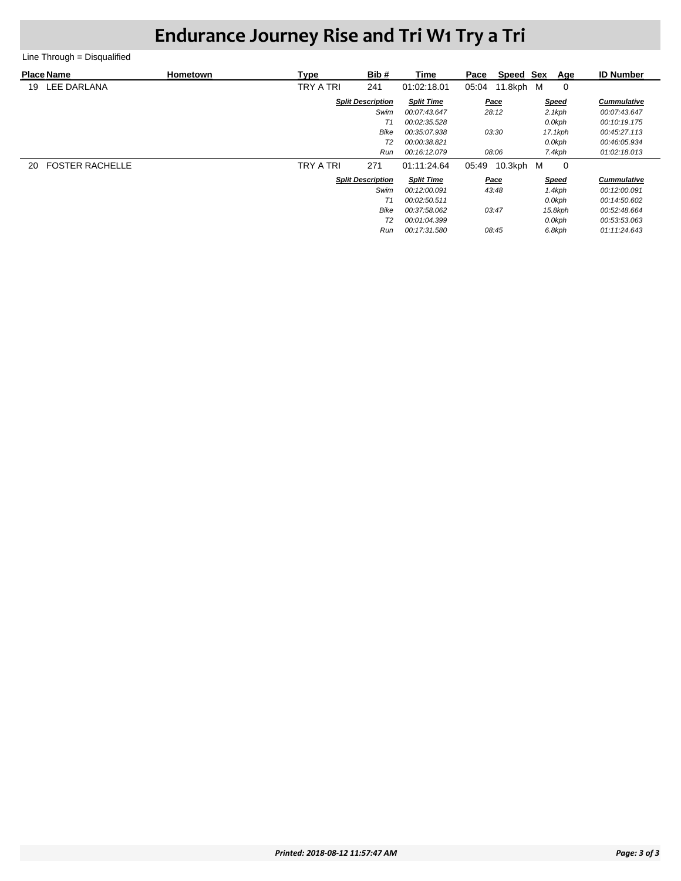# Endurance Journey Rise and Tri W1 Try a Tri

Line Through = Disqualified

| Place | Name | Hometown | Type | Bib # | Time | Pace | Speed | Sex | Age | ID Number |
|---|---|---|---|---|---|---|---|---|---|---|
| 19 | LEE DARLANA | | TRY A TRI | 241 | 01:02:18.01 | 05:04 | 11.8kph | M | 0 | |

| Split Description | Split Time | Pace | Speed | Cummulative |
|---|---|---|---|---|
| *Swim* | *00:07:43.647* | *28:12* | *2.1kph* | *00:07:43.647* |
| *T1* | *00:02:35.528* | | *0.0kph* | *00:10:19.175* |
| *Bike* | *00:35:07.938* | *03:30* | *17.1kph* | *00:45:27.113* |
| *T2* | *00:00:38.821* | | *0.0kph* | *00:46:05.934* |
| *Run* | *00:16:12.079* | *08:06* | *7.4kph* | *01:02:18.013* |

| Place | Name | Hometown | Type | Bib # | Time | Pace | Speed | Sex | Age | ID Number |
|---|---|---|---|---|---|---|---|---|---|---|
| 20 | FOSTER RACHELLE | | TRY A TRI | 271 | 01:11:24.64 | 05:49 | 10.3kph | M | 0 | |

| Split Description | Split Time | Pace | Speed | Cummulative |
|---|---|---|---|---|
| *Swim* | *00:12:00.091* | *43:48* | *1.4kph* | *00:12:00.091* |
| *T1* | *00:02:50.511* | | *0.0kph* | *00:14:50.602* |
| *Bike* | *00:37:58.062* | *03:47* | *15.8kph* | *00:52:48.664* |
| *T2* | *00:01:04.399* | | *0.0kph* | *00:53:53.063* |
| *Run* | *00:17:31.580* | *08:45* | *6.8kph* | *01:11:24.643* |

*Printed: 2018-08-12 11:57:47 AM*